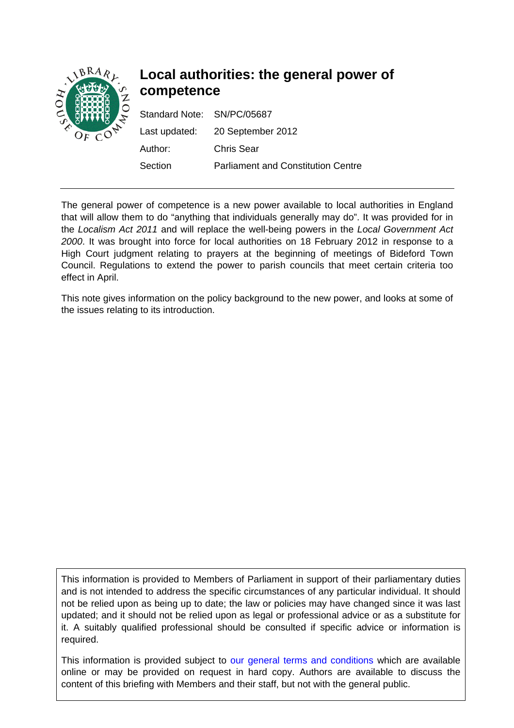# Local authorities: the general power of competence

| | |
|---|---|
| Standard Note: | SN/PC/05687 |
| Last updated: | 20 September 2012 |
| Author: | Chris Sear |
| Section | Parliament and Constitution Centre |

---

The general power of competence is a new power available to local authorities in England that will allow them to do "anything that individuals generally may do". It was provided for in the *Localism Act 2011* and will replace the well-being powers in the *Local Government Act 2000*. It was brought into force for local authorities on 18 February 2012 in response to a High Court judgment relating to prayers at the beginning of meetings of Bideford Town Council. Regulations to extend the power to parish councils that meet certain criteria too effect in April.

This note gives information on the policy background to the new power, and looks at some of the issues relating to its introduction.

This information is provided to Members of Parliament in support of their parliamentary duties and is not intended to address the specific circumstances of any particular individual. It should not be relied upon as being up to date; the law or policies may have changed since it was last updated; and it should not be relied upon as legal or professional advice or as a substitute for it. A suitably qualified professional should be consulted if specific advice or information is required.

This information is provided subject to our general terms and conditions which are available online or may be provided on request in hard copy. Authors are available to discuss the content of this briefing with Members and their staff, but not with the general public.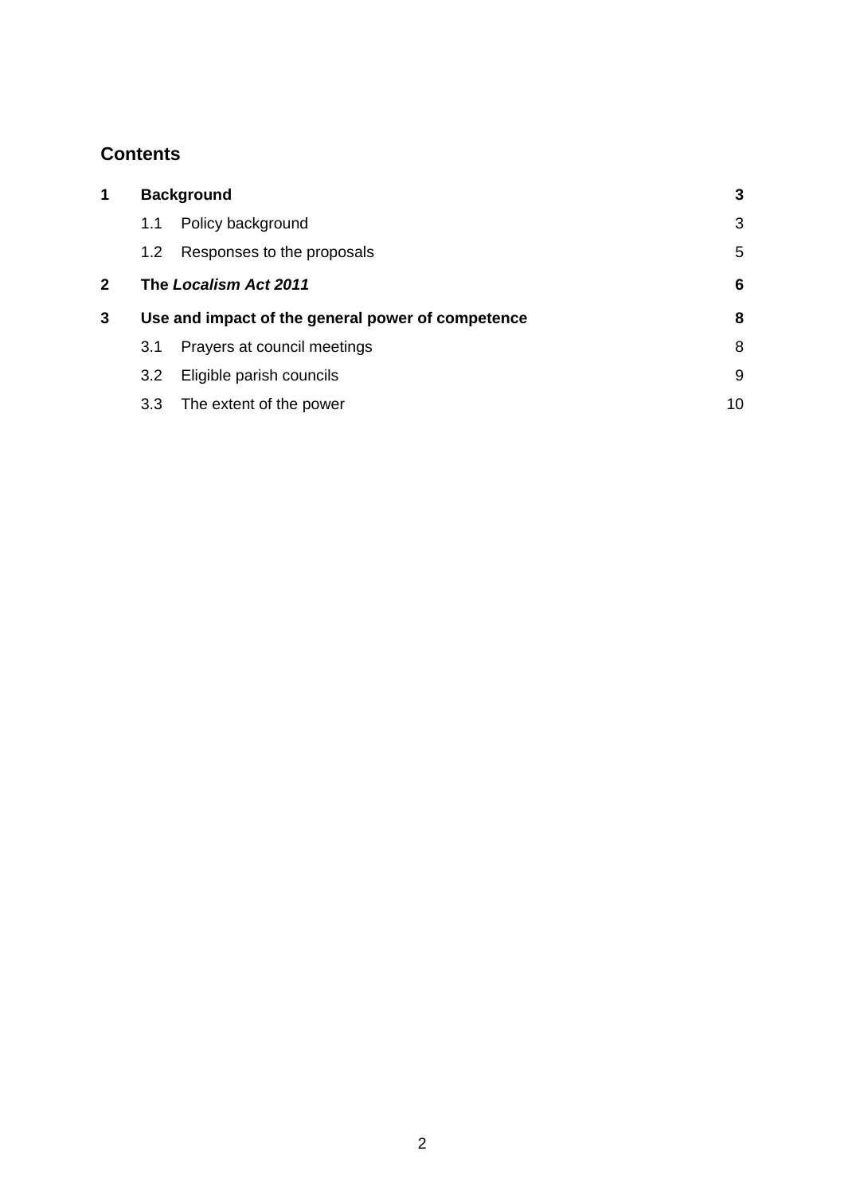## Contents

| | | | |
|---|---|---|---|
| **1** | **Background** | | **3** |
| | 1.1 | Policy background | 3 |
| | 1.2 | Responses to the proposals | 5 |
| **2** | **The *Localism Act 2011*** | | **6** |
| **3** | **Use and impact of the general power of competence** | | **8** |
| | 3.1 | Prayers at council meetings | 8 |
| | 3.2 | Eligible parish councils | 9 |
| | 3.3 | The extent of the power | 10 |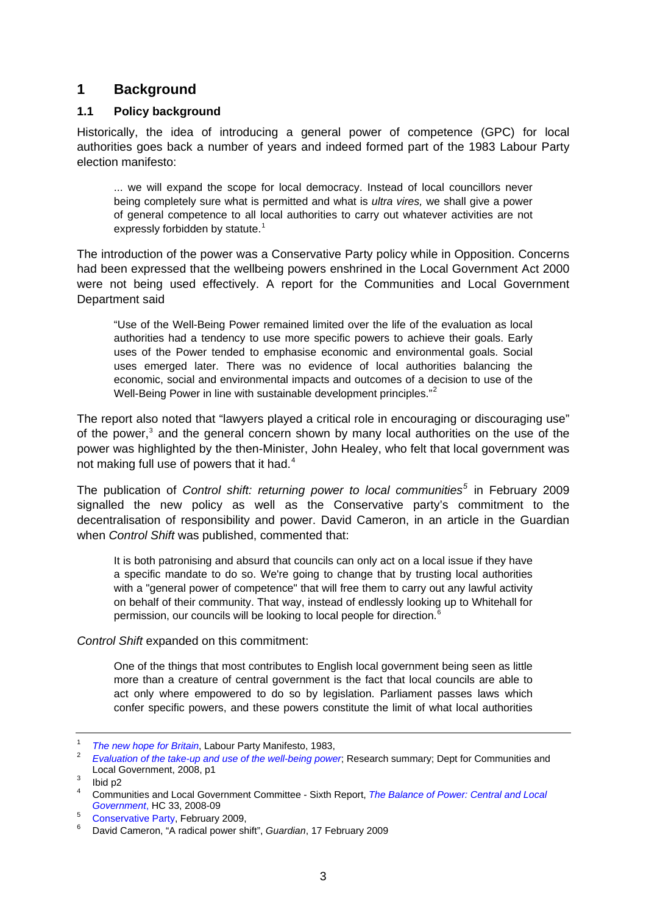# 1 Background

## 1.1 Policy background

Historically, the idea of introducing a general power of competence (GPC) for local authorities goes back a number of years and indeed formed part of the 1983 Labour Party election manifesto:

> ... we will expand the scope for local democracy. Instead of local councillors never being completely sure what is permitted and what is *ultra vires,* we shall give a power of general competence to all local authorities to carry out whatever activities are not expressly forbidden by statute.[1]

The introduction of the power was a Conservative Party policy while in Opposition. Concerns had been expressed that the wellbeing powers enshrined in the Local Government Act 2000 were not being used effectively. A report for the Communities and Local Government Department said

> "Use of the Well-Being Power remained limited over the life of the evaluation as local authorities had a tendency to use more specific powers to achieve their goals. Early uses of the Power tended to emphasise economic and environmental goals. Social uses emerged later. There was no evidence of local authorities balancing the economic, social and environmental impacts and outcomes of a decision to use of the Well-Being Power in line with sustainable development principles."[2]

The report also noted that "lawyers played a critical role in encouraging or discouraging use" of the power,[3] and the general concern shown by many local authorities on the use of the power was highlighted by the then-Minister, John Healey, who felt that local government was not making full use of powers that it had.[4]

The publication of *Control shift: returning power to local communities*[5] in February 2009 signalled the new policy as well as the Conservative party's commitment to the decentralisation of responsibility and power. David Cameron, in an article in the Guardian when *Control Shift* was published, commented that:

> It is both patronising and absurd that councils can only act on a local issue if they have a specific mandate to do so. We're going to change that by trusting local authorities with a "general power of competence" that will free them to carry out any lawful activity on behalf of their community. That way, instead of endlessly looking up to Whitehall for permission, our councils will be looking to local people for direction.[6]

*Control Shift* expanded on this commitment:

> One of the things that most contributes to English local government being seen as little more than a creature of central government is the fact that local councils are able to act only where empowered to do so by legislation. Parliament passes laws which confer specific powers, and these powers constitute the limit of what local authorities

---

1 *The new hope for Britain*, Labour Party Manifesto, 1983,

2 *Evaluation of the take-up and use of the well-being power*; Research summary; Dept for Communities and Local Government, 2008, p1

3 Ibid p2

4 Communities and Local Government Committee - Sixth Report, *The Balance of Power: Central and Local Government*, HC 33, 2008-09

5 Conservative Party, February 2009,

6 David Cameron, "A radical power shift", *Guardian*, 17 February 2009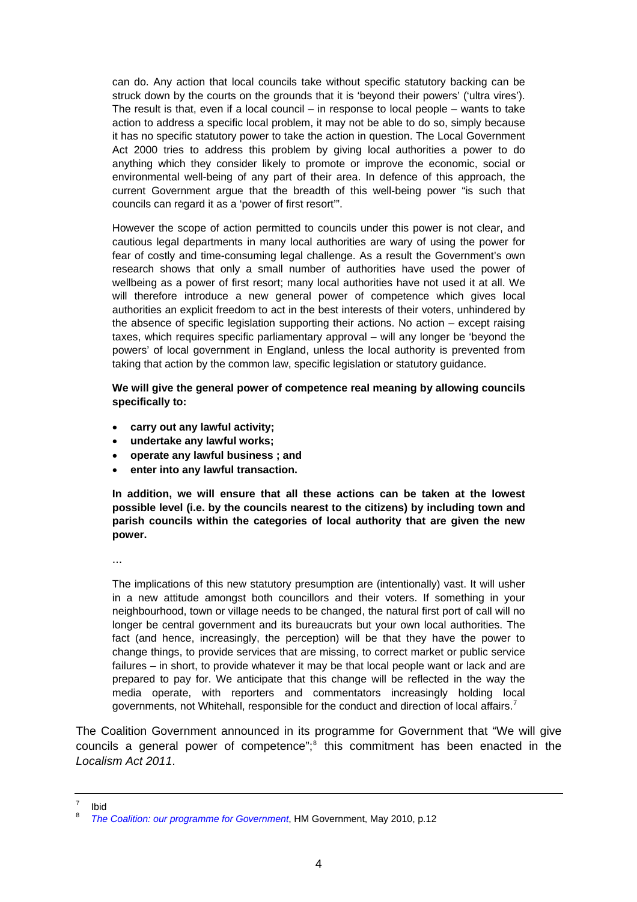can do. Any action that local councils take without specific statutory backing can be struck down by the courts on the grounds that it is 'beyond their powers' ('ultra vires'). The result is that, even if a local council – in response to local people – wants to take action to address a specific local problem, it may not be able to do so, simply because it has no specific statutory power to take the action in question. The Local Government Act 2000 tries to address this problem by giving local authorities a power to do anything which they consider likely to promote or improve the economic, social or environmental well-being of any part of their area. In defence of this approach, the current Government argue that the breadth of this well-being power "is such that councils can regard it as a 'power of first resort'".

> However the scope of action permitted to councils under this power is not clear, and cautious legal departments in many local authorities are wary of using the power for fear of costly and time-consuming legal challenge. As a result the Government's own research shows that only a small number of authorities have used the power of wellbeing as a power of first resort; many local authorities have not used it at all. We will therefore introduce a new general power of competence which gives local authorities an explicit freedom to act in the best interests of their voters, unhindered by the absence of specific legislation supporting their actions. No action – except raising taxes, which requires specific parliamentary approval – will any longer be 'beyond the powers' of local government in England, unless the local authority is prevented from taking that action by the common law, specific legislation or statutory guidance.
>
> **We will give the general power of competence real meaning by allowing councils specifically to:**
>
> - **carry out any lawful activity;**
> - **undertake any lawful works;**
> - **operate any lawful business ; and**
> - **enter into any lawful transaction.**
>
> **In addition, we will ensure that all these actions can be taken at the lowest possible level (i.e. by the councils nearest to the citizens) by including town and parish councils within the categories of local authority that are given the new power.**
>
> …
>
> The implications of this new statutory presumption are (intentionally) vast. It will usher in a new attitude amongst both councillors and their voters. If something in your neighbourhood, town or village needs to be changed, the natural first port of call will no longer be central government and its bureaucrats but your own local authorities. The fact (and hence, increasingly, the perception) will be that they have the power to change things, to provide services that are missing, to correct market or public service failures – in short, to provide whatever it may be that local people want or lack and are prepared to pay for. We anticipate that this change will be reflected in the way the media operate, with reporters and commentators increasingly holding local governments, not Whitehall, responsible for the conduct and direction of local affairs.[7]

The Coalition Government announced in its programme for Government that "We will give councils a general power of competence";[8] this commitment has been enacted in the *Localism Act 2011*.

---

[7] Ibid

[8] *The Coalition: our programme for Government*, HM Government, May 2010, p.12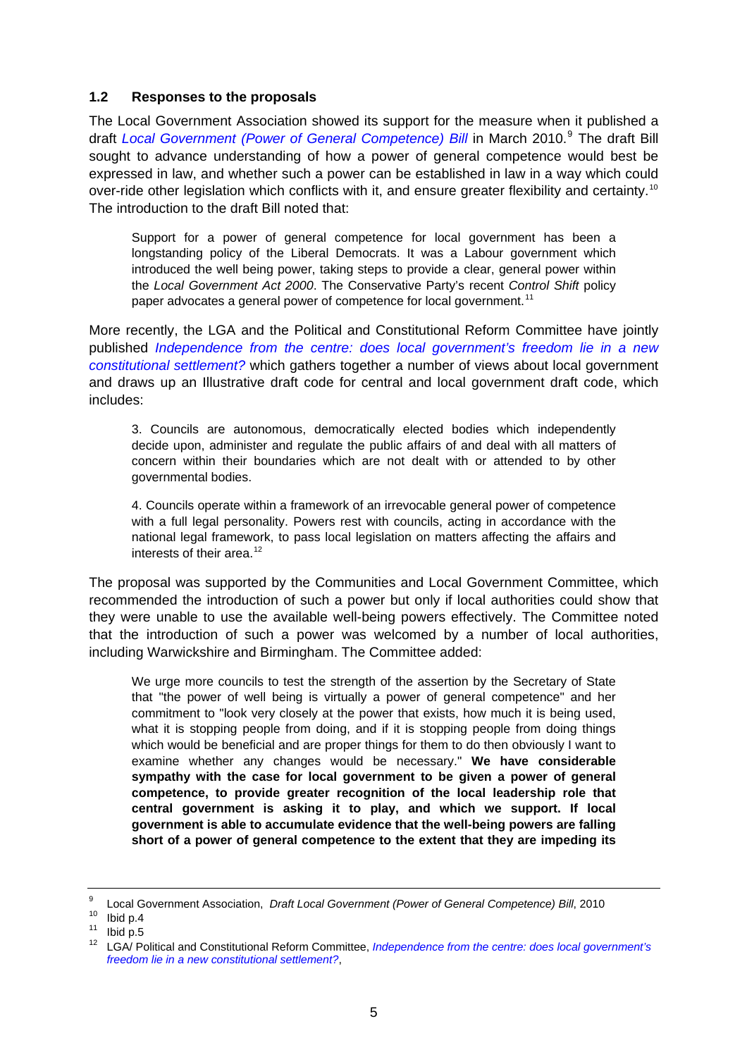### 1.2 Responses to the proposals

The Local Government Association showed its support for the measure when it published a draft *Local Government (Power of General Competence) Bill* in March 2010.[9] The draft Bill sought to advance understanding of how a power of general competence would best be expressed in law, and whether such a power can be established in law in a way which could over-ride other legislation which conflicts with it, and ensure greater flexibility and certainty.[10] The introduction to the draft Bill noted that:

> Support for a power of general competence for local government has been a longstanding policy of the Liberal Democrats. It was a Labour government which introduced the well being power, taking steps to provide a clear, general power within the *Local Government Act 2000*. The Conservative Party's recent *Control Shift* policy paper advocates a general power of competence for local government.[11]

More recently, the LGA and the Political and Constitutional Reform Committee have jointly published *Independence from the centre: does local government's freedom lie in a new constitutional settlement?* which gathers together a number of views about local government and draws up an Illustrative draft code for central and local government draft code, which includes:

> 3. Councils are autonomous, democratically elected bodies which independently decide upon, administer and regulate the public affairs of and deal with all matters of concern within their boundaries which are not dealt with or attended to by other governmental bodies.
>
> 4. Councils operate within a framework of an irrevocable general power of competence with a full legal personality. Powers rest with councils, acting in accordance with the national legal framework, to pass local legislation on matters affecting the affairs and interests of their area.[12]

The proposal was supported by the Communities and Local Government Committee, which recommended the introduction of such a power but only if local authorities could show that they were unable to use the available well-being powers effectively. The Committee noted that the introduction of such a power was welcomed by a number of local authorities, including Warwickshire and Birmingham. The Committee added:

> We urge more councils to test the strength of the assertion by the Secretary of State that "the power of well being is virtually a power of general competence" and her commitment to "look very closely at the power that exists, how much it is being used, what it is stopping people from doing, and if it is stopping people from doing things which would be beneficial and are proper things for them to do then obviously I want to examine whether any changes would be necessary." **We have considerable sympathy with the case for local government to be given a power of general competence, to provide greater recognition of the local leadership role that central government is asking it to play, and which we support. If local government is able to accumulate evidence that the well-being powers are falling short of a power of general competence to the extent that they are impeding its**

---

[9] Local Government Association, *Draft Local Government (Power of General Competence) Bill*, 2010

[10] Ibid p.4

[11] Ibid p.5

[12] LGA/ Political and Constitutional Reform Committee, *Independence from the centre: does local government's freedom lie in a new constitutional settlement?*,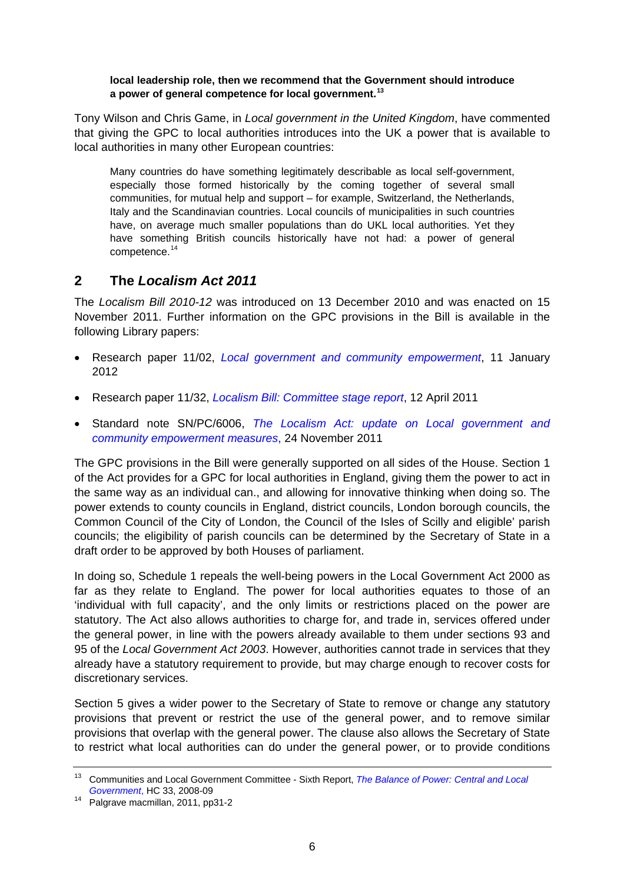**local leadership role, then we recommend that the Government should introduce a power of general competence for local government.**[13]

Tony Wilson and Chris Game, in *Local government in the United Kingdom*, have commented that giving the GPC to local authorities introduces into the UK a power that is available to local authorities in many other European countries:

> Many countries do have something legitimately describable as local self-government, especially those formed historically by the coming together of several small communities, for mutual help and support – for example, Switzerland, the Netherlands, Italy and the Scandinavian countries. Local councils of municipalities in such countries have, on average much smaller populations than do UKL local authorities. Yet they have something British councils historically have not had: a power of general competence.[14]

## 2 The *Localism Act 2011*

The *Localism Bill 2010-12* was introduced on 13 December 2010 and was enacted on 15 November 2011. Further information on the GPC provisions in the Bill is available in the following Library papers:

- Research paper 11/02, *Local government and community empowerment*, 11 January 2012
- Research paper 11/32, *Localism Bill: Committee stage report*, 12 April 2011
- Standard note SN/PC/6006, *The Localism Act: update on Local government and community empowerment measures*, 24 November 2011

The GPC provisions in the Bill were generally supported on all sides of the House. Section 1 of the Act provides for a GPC for local authorities in England, giving them the power to act in the same way as an individual can., and allowing for innovative thinking when doing so. The power extends to county councils in England, district councils, London borough councils, the Common Council of the City of London, the Council of the Isles of Scilly and eligible' parish councils; the eligibility of parish councils can be determined by the Secretary of State in a draft order to be approved by both Houses of parliament.

In doing so, Schedule 1 repeals the well-being powers in the Local Government Act 2000 as far as they relate to England. The power for local authorities equates to those of an 'individual with full capacity', and the only limits or restrictions placed on the power are statutory. The Act also allows authorities to charge for, and trade in, services offered under the general power, in line with the powers already available to them under sections 93 and 95 of the *Local Government Act 2003*. However, authorities cannot trade in services that they already have a statutory requirement to provide, but may charge enough to recover costs for discretionary services.

Section 5 gives a wider power to the Secretary of State to remove or change any statutory provisions that prevent or restrict the use of the general power, and to remove similar provisions that overlap with the general power. The clause also allows the Secretary of State to restrict what local authorities can do under the general power, or to provide conditions

---

[13] Communities and Local Government Committee - Sixth Report, *The Balance of Power: Central and Local Government*, HC 33, 2008-09

[14] Palgrave macmillan, 2011, pp31-2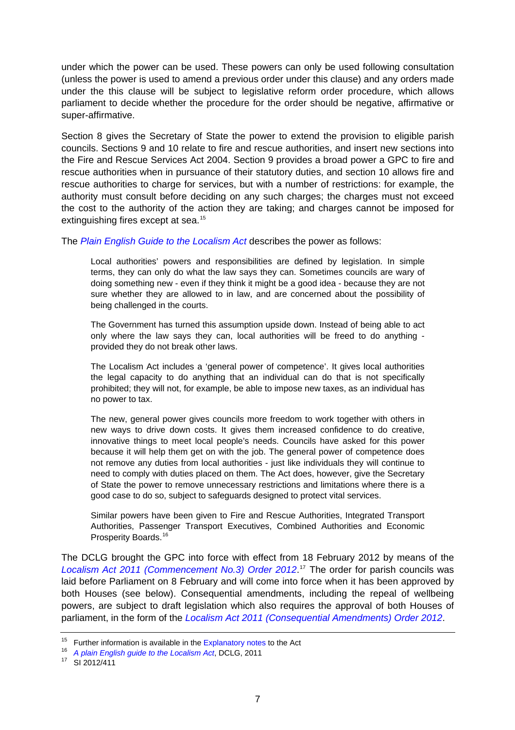under which the power can be used. These powers can only be used following consultation (unless the power is used to amend a previous order under this clause) and any orders made under the this clause will be subject to legislative reform order procedure, which allows parliament to decide whether the procedure for the order should be negative, affirmative or super-affirmative.

Section 8 gives the Secretary of State the power to extend the provision to eligible parish councils. Sections 9 and 10 relate to fire and rescue authorities, and insert new sections into the Fire and Rescue Services Act 2004. Section 9 provides a broad power a GPC to fire and rescue authorities when in pursuance of their statutory duties, and section 10 allows fire and rescue authorities to charge for services, but with a number of restrictions: for example, the authority must consult before deciding on any such charges; the charges must not exceed the cost to the authority of the action they are taking; and charges cannot be imposed for extinguishing fires except at sea.[15]

The *Plain English Guide to the Localism Act* describes the power as follows:

> Local authorities' powers and responsibilities are defined by legislation. In simple terms, they can only do what the law says they can. Sometimes councils are wary of doing something new - even if they think it might be a good idea - because they are not sure whether they are allowed to in law, and are concerned about the possibility of being challenged in the courts.
>
> The Government has turned this assumption upside down. Instead of being able to act only where the law says they can, local authorities will be freed to do anything - provided they do not break other laws.
>
> The Localism Act includes a 'general power of competence'. It gives local authorities the legal capacity to do anything that an individual can do that is not specifically prohibited; they will not, for example, be able to impose new taxes, as an individual has no power to tax.
>
> The new, general power gives councils more freedom to work together with others in new ways to drive down costs. It gives them increased confidence to do creative, innovative things to meet local people's needs. Councils have asked for this power because it will help them get on with the job. The general power of competence does not remove any duties from local authorities - just like individuals they will continue to need to comply with duties placed on them. The Act does, however, give the Secretary of State the power to remove unnecessary restrictions and limitations where there is a good case to do so, subject to safeguards designed to protect vital services.
>
> Similar powers have been given to Fire and Rescue Authorities, Integrated Transport Authorities, Passenger Transport Executives, Combined Authorities and Economic Prosperity Boards.[16]

The DCLG brought the GPC into force with effect from 18 February 2012 by means of the *Localism Act 2011 (Commencement No.3) Order 2012*.[17] The order for parish councils was laid before Parliament on 8 February and will come into force when it has been approved by both Houses (see below). Consequential amendments, including the repeal of wellbeing powers, are subject to draft legislation which also requires the approval of both Houses of parliament, in the form of the *Localism Act 2011 (Consequential Amendments) Order 2012*.

---

[15] Further information is available in the Explanatory notes to the Act

[16] *A plain English guide to the Localism Act*, DCLG, 2011

[17] SI 2012/411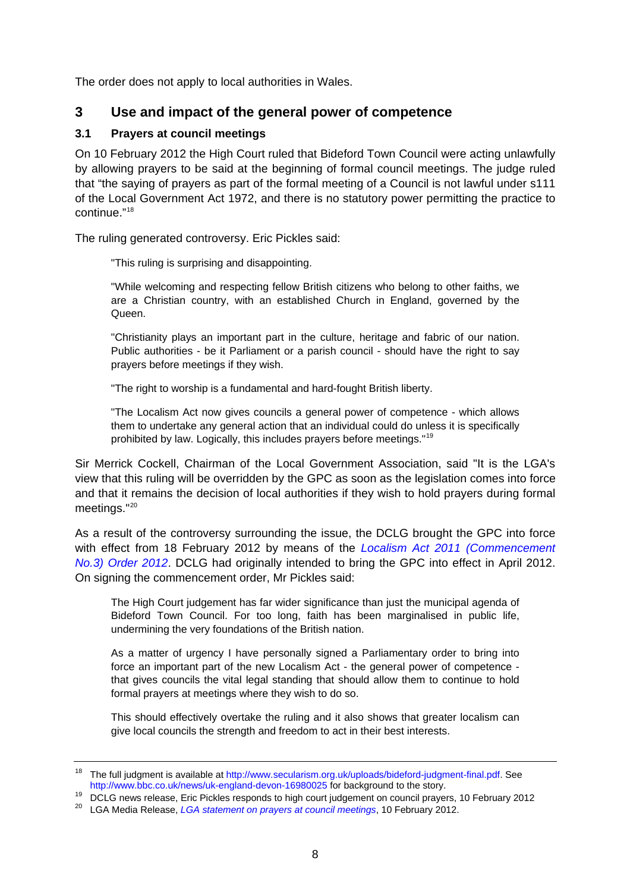The order does not apply to local authorities in Wales.

## 3 Use and impact of the general power of competence

### 3.1 Prayers at council meetings

On 10 February 2012 the High Court ruled that Bideford Town Council were acting unlawfully by allowing prayers to be said at the beginning of formal council meetings. The judge ruled that "the saying of prayers as part of the formal meeting of a Council is not lawful under s111 of the Local Government Act 1972, and there is no statutory power permitting the practice to continue."[18]

The ruling generated controversy. Eric Pickles said:

> "This ruling is surprising and disappointing.
>
> "While welcoming and respecting fellow British citizens who belong to other faiths, we are a Christian country, with an established Church in England, governed by the Queen.
>
> "Christianity plays an important part in the culture, heritage and fabric of our nation. Public authorities - be it Parliament or a parish council - should have the right to say prayers before meetings if they wish.
>
> "The right to worship is a fundamental and hard-fought British liberty.
>
> "The Localism Act now gives councils a general power of competence - which allows them to undertake any general action that an individual could do unless it is specifically prohibited by law. Logically, this includes prayers before meetings."[19]

Sir Merrick Cockell, Chairman of the Local Government Association, said "It is the LGA's view that this ruling will be overridden by the GPC as soon as the legislation comes into force and that it remains the decision of local authorities if they wish to hold prayers during formal meetings."[20]

As a result of the controversy surrounding the issue, the DCLG brought the GPC into force with effect from 18 February 2012 by means of the *Localism Act 2011 (Commencement No.3) Order 2012*. DCLG had originally intended to bring the GPC into effect in April 2012. On signing the commencement order, Mr Pickles said:

> The High Court judgement has far wider significance than just the municipal agenda of Bideford Town Council. For too long, faith has been marginalised in public life, undermining the very foundations of the British nation.
>
> As a matter of urgency I have personally signed a Parliamentary order to bring into force an important part of the new Localism Act - the general power of competence - that gives councils the vital legal standing that should allow them to continue to hold formal prayers at meetings where they wish to do so.
>
> This should effectively overtake the ruling and it also shows that greater localism can give local councils the strength and freedom to act in their best interests.

---

[18] The full judgment is available at http://www.secularism.org.uk/uploads/bideford-judgment-final.pdf. See http://www.bbc.co.uk/news/uk-england-devon-16980025 for background to the story.

[19] DCLG news release, Eric Pickles responds to high court judgement on council prayers, 10 February 2012

[20] LGA Media Release, *LGA statement on prayers at council meetings*, 10 February 2012.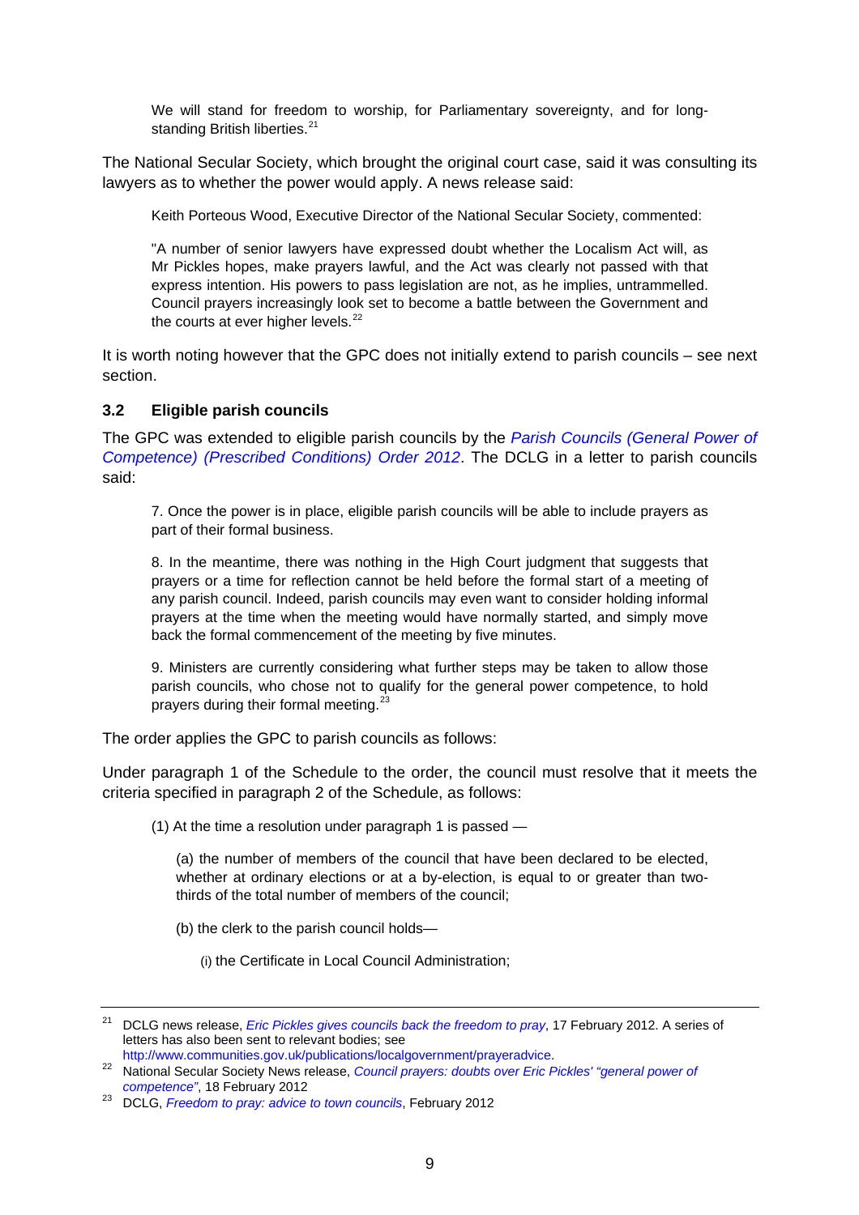> We will stand for freedom to worship, for Parliamentary sovereignty, and for long-standing British liberties.[21]

The National Secular Society, which brought the original court case, said it was consulting its lawyers as to whether the power would apply. A news release said:

> Keith Porteous Wood, Executive Director of the National Secular Society, commented:
>
> "A number of senior lawyers have expressed doubt whether the Localism Act will, as Mr Pickles hopes, make prayers lawful, and the Act was clearly not passed with that express intention. His powers to pass legislation are not, as he implies, untrammelled. Council prayers increasingly look set to become a battle between the Government and the courts at ever higher levels.[22]

It is worth noting however that the GPC does not initially extend to parish councils – see next section.

### 3.2 Eligible parish councils

The GPC was extended to eligible parish councils by the *Parish Councils (General Power of Competence) (Prescribed Conditions) Order 2012*. The DCLG in a letter to parish councils said:

> 7. Once the power is in place, eligible parish councils will be able to include prayers as part of their formal business.
>
> 8. In the meantime, there was nothing in the High Court judgment that suggests that prayers or a time for reflection cannot be held before the formal start of a meeting of any parish council. Indeed, parish councils may even want to consider holding informal prayers at the time when the meeting would have normally started, and simply move back the formal commencement of the meeting by five minutes.
>
> 9. Ministers are currently considering what further steps may be taken to allow those parish councils, who chose not to qualify for the general power competence, to hold prayers during their formal meeting.[23]

The order applies the GPC to parish councils as follows:

Under paragraph 1 of the Schedule to the order, the council must resolve that it meets the criteria specified in paragraph 2 of the Schedule, as follows:

> (1) At the time a resolution under paragraph 1 is passed —
>
> > (a) the number of members of the council that have been declared to be elected, whether at ordinary elections or at a by-election, is equal to or greater than two-thirds of the total number of members of the council;
> >
> > (b) the clerk to the parish council holds—
> >
> > > (i) the Certificate in Local Council Administration;

---

[21] DCLG news release, *Eric Pickles gives councils back the freedom to pray*, 17 February 2012. A series of letters has also been sent to relevant bodies; see http://www.communities.gov.uk/publications/localgovernment/prayeradvice.

[22] National Secular Society News release, *Council prayers: doubts over Eric Pickles' "general power of competence"*, 18 February 2012

[23] DCLG, *Freedom to pray: advice to town councils*, February 2012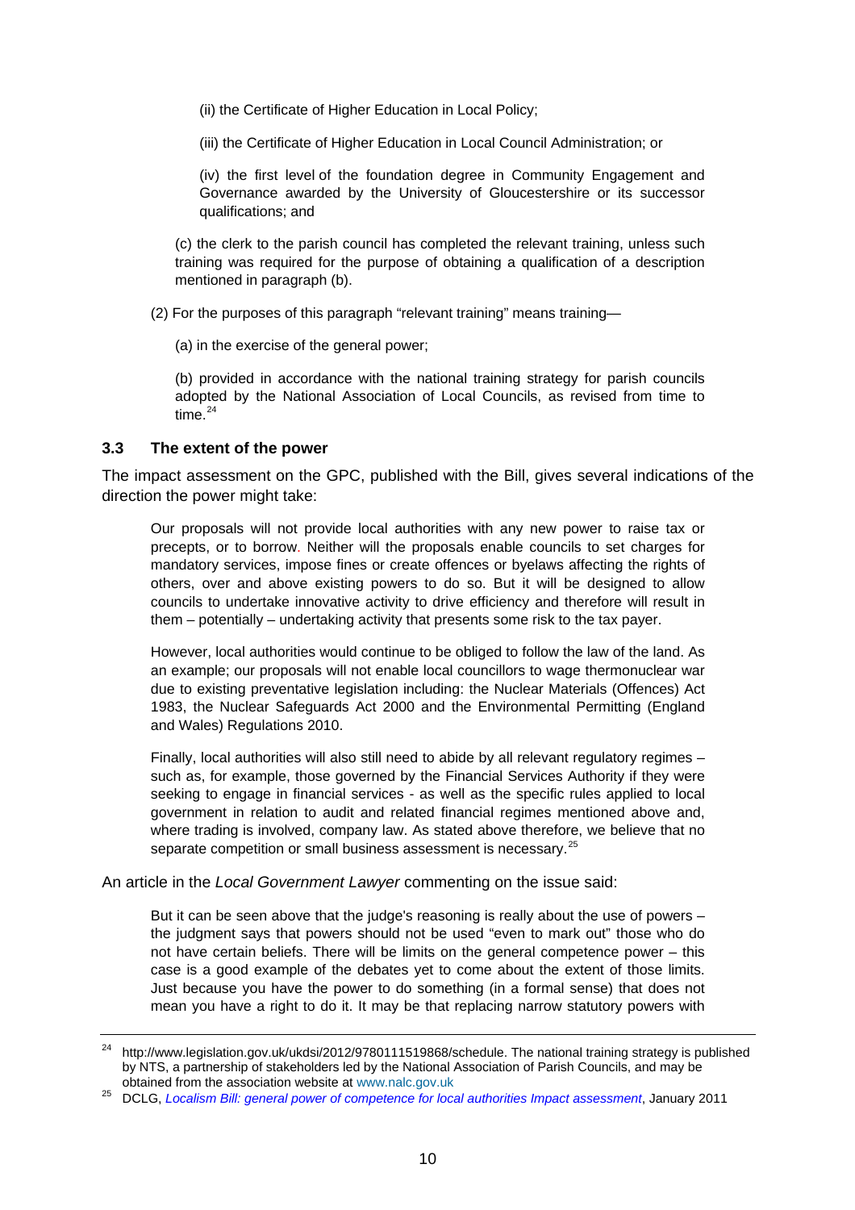(ii) the Certificate of Higher Education in Local Policy;

(iii) the Certificate of Higher Education in Local Council Administration; or

(iv) the first level of the foundation degree in Community Engagement and Governance awarded by the University of Gloucestershire or its successor qualifications; and

(c) the clerk to the parish council has completed the relevant training, unless such training was required for the purpose of obtaining a qualification of a description mentioned in paragraph (b).

(2) For the purposes of this paragraph "relevant training" means training—

(a) in the exercise of the general power;

(b) provided in accordance with the national training strategy for parish councils adopted by the National Association of Local Councils, as revised from time to time.[24]

### 3.3 The extent of the power

The impact assessment on the GPC, published with the Bill, gives several indications of the direction the power might take:

> Our proposals will not provide local authorities with any new power to raise tax or precepts, or to borrow. Neither will the proposals enable councils to set charges for mandatory services, impose fines or create offences or byelaws affecting the rights of others, over and above existing powers to do so. But it will be designed to allow councils to undertake innovative activity to drive efficiency and therefore will result in them – potentially – undertaking activity that presents some risk to the tax payer.
>
> However, local authorities would continue to be obliged to follow the law of the land. As an example; our proposals will not enable local councillors to wage thermonuclear war due to existing preventative legislation including: the Nuclear Materials (Offences) Act 1983, the Nuclear Safeguards Act 2000 and the Environmental Permitting (England and Wales) Regulations 2010.
>
> Finally, local authorities will also still need to abide by all relevant regulatory regimes – such as, for example, those governed by the Financial Services Authority if they were seeking to engage in financial services - as well as the specific rules applied to local government in relation to audit and related financial regimes mentioned above and, where trading is involved, company law. As stated above therefore, we believe that no separate competition or small business assessment is necessary.[25]

An article in the *Local Government Lawyer* commenting on the issue said:

> But it can be seen above that the judge's reasoning is really about the use of powers – the judgment says that powers should not be used "even to mark out" those who do not have certain beliefs. There will be limits on the general competence power – this case is a good example of the debates yet to come about the extent of those limits. Just because you have the power to do something (in a formal sense) that does not mean you have a right to do it. It may be that replacing narrow statutory powers with

---

[24] http://www.legislation.gov.uk/ukdsi/2012/9780111519868/schedule. The national training strategy is published by NTS, a partnership of stakeholders led by the National Association of Parish Councils, and may be obtained from the association website at www.nalc.gov.uk

[25] DCLG, *Localism Bill: general power of competence for local authorities Impact assessment*, January 2011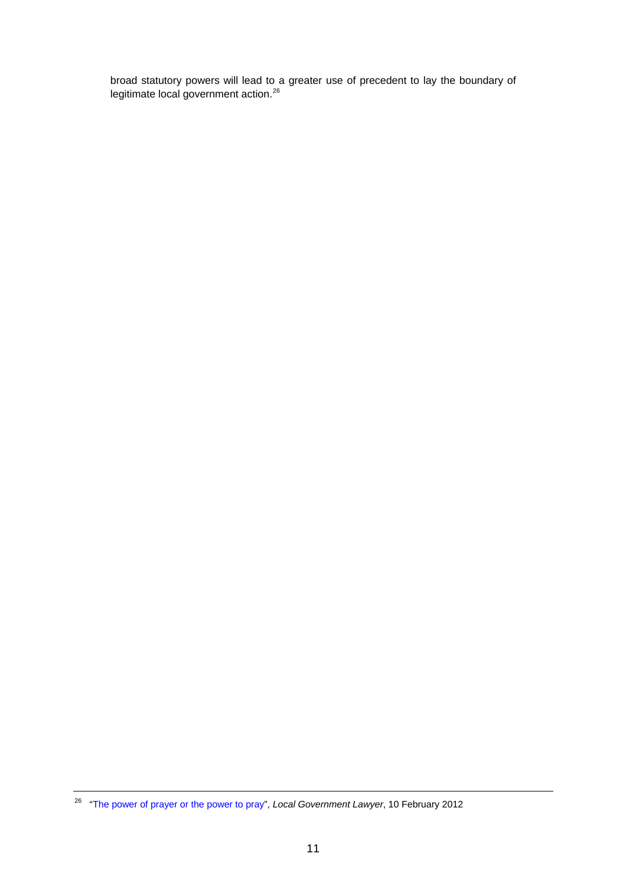broad statutory powers will lead to a greater use of precedent to lay the boundary of legitimate local government action.[26]

---

[26] "The power of prayer or the power to pray", *Local Government Lawyer*, 10 February 2012